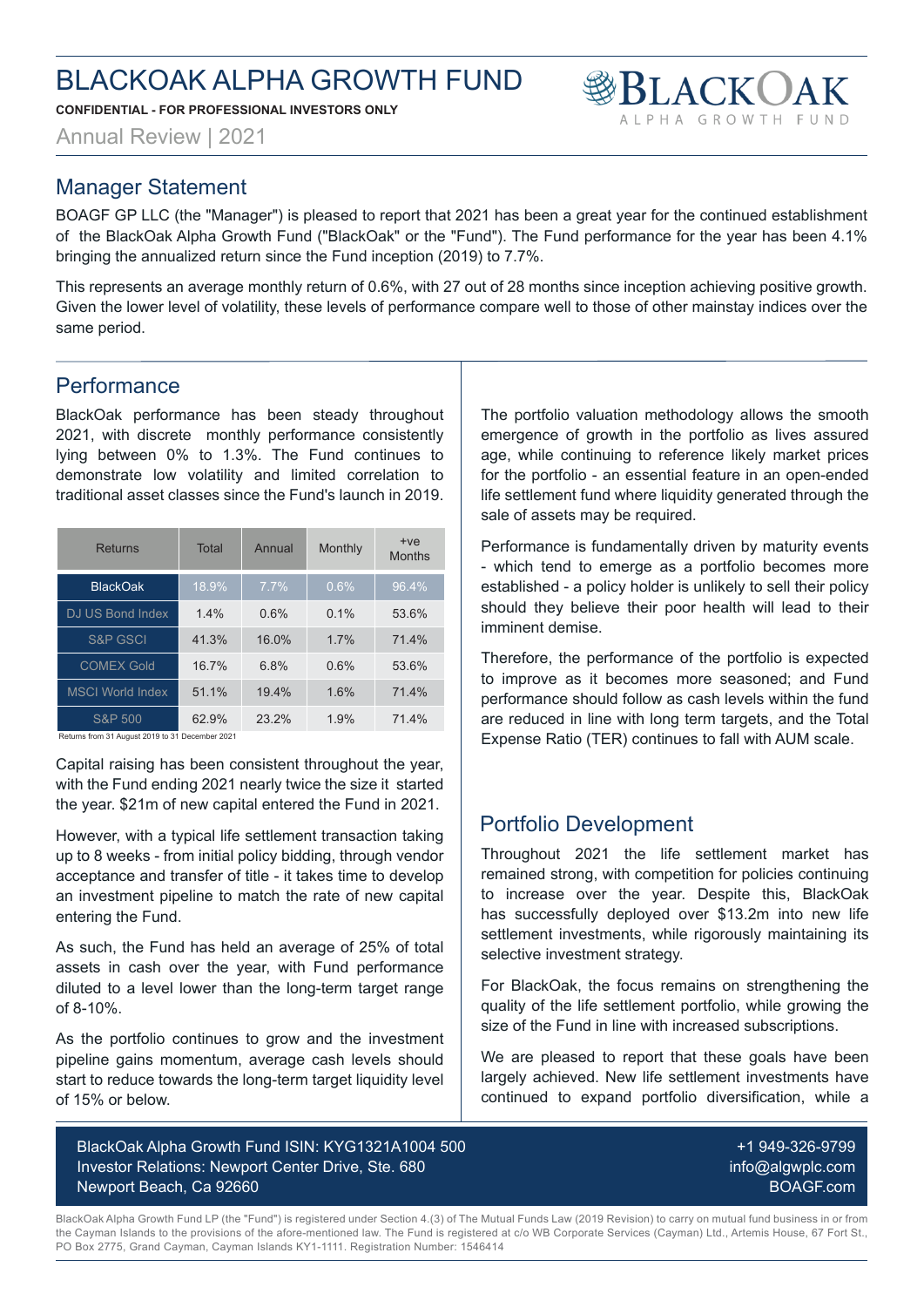# BLACKOAK ALPHA GROWTH FUND

**CONFIDENTIAL - FOR PROFESSIONAL INVESTORS ONLY**

Annual Review | 2021

## Manager Statement

BOAGF GP LLC (the "Manager") is pleased to report that 2021 has been a great year for the continued establishment of the BlackOak Alpha Growth Fund ("BlackOak" or the "Fund"). The Fund performance for the year has been 4.1% bringing the annualized return since the Fund inception (2019) to 7.7%.

This represents an average monthly return of 0.6%, with 27 out of 28 months since inception achieving positive growth. Given the lower level of volatility, these levels of performance compare well to those of other mainstay indices over the same period.

## Performance

BlackOak performance has been steady throughout 2021, with discrete monthly performance consistently lying between 0% to 1.3%. The Fund continues to demonstrate low volatility and limited correlation to traditional asset classes since the Fund's launch in 2019.

| Returns | Total | Annual | Monthly | +ve Months |
|---|---|---|---|---|
| BlackOak | 18.9% | 7.7% | 0.6% | 96.4% |
| DJ US Bond Index | 1.4% | 0.6% | 0.1% | 53.6% |
| S&P GSCI | 41.3% | 16.0% | 1.7% | 71.4% |
| COMEX Gold | 16.7% | 6.8% | 0.6% | 53.6% |
| MSCI World Index | 51.1% | 19.4% | 1.6% | 71.4% |
| S&P 500 | 62.9% | 23.2% | 1.9% | 71.4% |

Returns from 31 August 2019 to 31 December 2021

Capital raising has been consistent throughout the year, with the Fund ending 2021 nearly twice the size it started the year. $21m of new capital entered the Fund in 2021.

However, with a typical life settlement transaction taking up to 8 weeks - from initial policy bidding, through vendor acceptance and transfer of title - it takes time to develop an investment pipeline to match the rate of new capital entering the Fund.

As such, the Fund has held an average of 25% of total assets in cash over the year, with Fund performance diluted to a level lower than the long-term target range of 8-10%.

As the portfolio continues to grow and the investment pipeline gains momentum, average cash levels should start to reduce towards the long-term target liquidity level of 15% or below.

The portfolio valuation methodology allows the smooth emergence of growth in the portfolio as lives assured age, while continuing to reference likely market prices for the portfolio - an essential feature in an open-ended life settlement fund where liquidity generated through the sale of assets may be required.

Performance is fundamentally driven by maturity events - which tend to emerge as a portfolio becomes more established - a policy holder is unlikely to sell their policy should they believe their poor health will lead to their imminent demise.

Therefore, the performance of the portfolio is expected to improve as it becomes more seasoned; and Fund performance should follow as cash levels within the fund are reduced in line with long term targets, and the Total Expense Ratio (TER) continues to fall with AUM scale.

## Portfolio Development

Throughout 2021 the life settlement market has remained strong, with competition for policies continuing to increase over the year. Despite this, BlackOak has successfully deployed over $13.2m into new life settlement investments, while rigorously maintaining its selective investment strategy.

For BlackOak, the focus remains on strengthening the quality of the life settlement portfolio, while growing the size of the Fund in line with increased subscriptions.

We are pleased to report that these goals have been largely achieved. New life settlement investments have continued to expand portfolio diversification, while a

BlackOak Alpha Growth Fund ISIN: KYG1321A1004 500
Investor Relations: Newport Center Drive, Ste. 680
Newport Beach, Ca 92660

+1 949-326-9799
info@algwplc.com
BOAGF.com

BlackOak Alpha Growth Fund LP (the "Fund") is registered under Section 4.(3) of The Mutual Funds Law (2019 Revision) to carry on mutual fund business in or from the Cayman Islands to the provisions of the afore-mentioned law. The Fund is registered at c/o WB Corporate Services (Cayman) Ltd., Artemis House, 67 Fort St., PO Box 2775, Grand Cayman, Cayman Islands KY1-1111. Registration Number: 1546414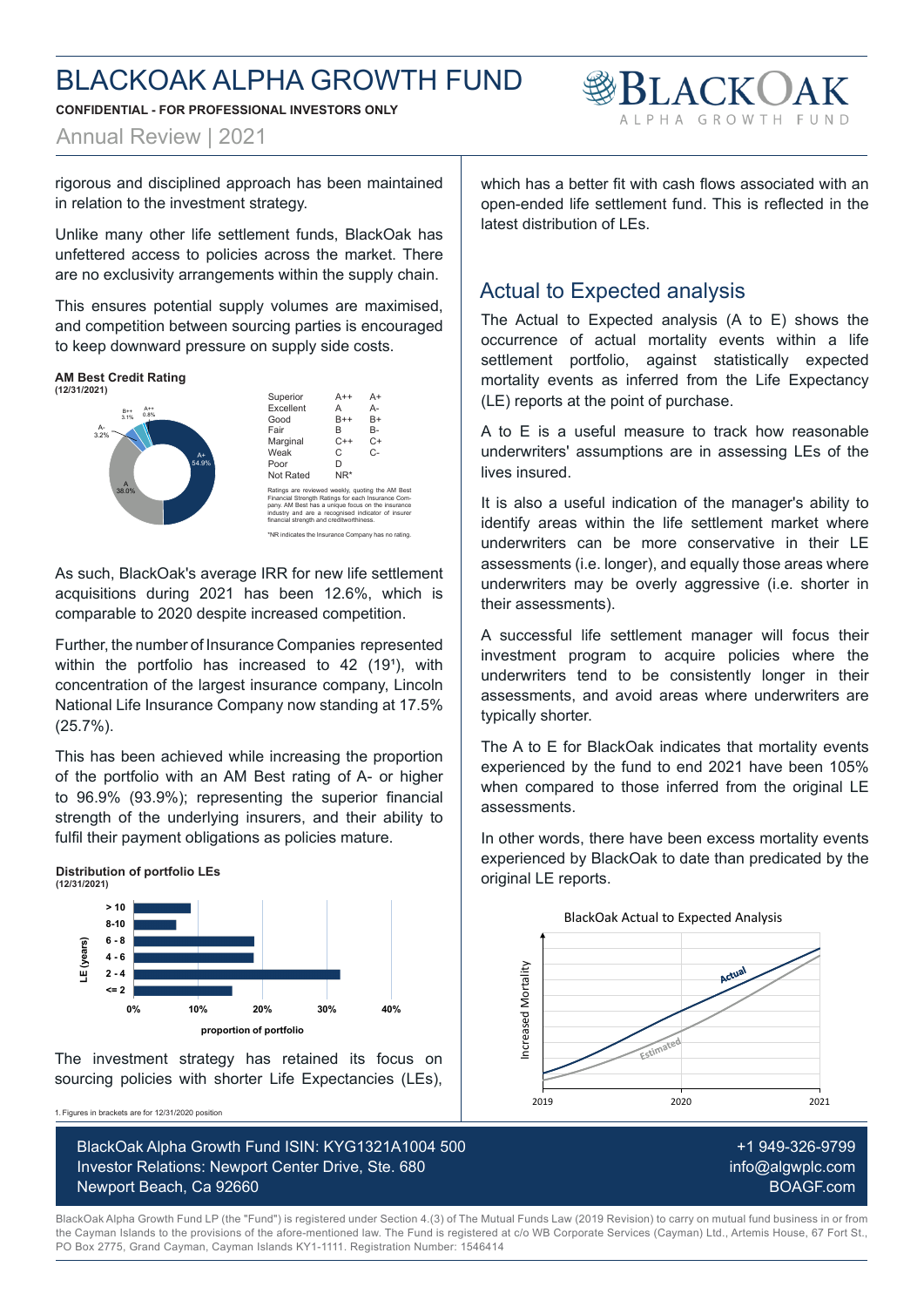rigorous and disciplined approach has been maintained in relation to the investment strategy.

Unlike many other life settlement funds, BlackOak has unfettered access to policies across the market. There are no exclusivity arrangements within the supply chain.

This ensures potential supply volumes are maximised, and competition between sourcing parties is encouraged to keep downward pressure on supply side costs.

**AM Best Credit Rating**
**(12/31/2021)**

| Rating | Share |
|---|---|
| A+ | 54.9% |
| A | 38.0% |
| A- | 3.2% |
| B++ | 3.1% |
| A++ | 0.8% |

| | | |
|---|---|---|
| Superior | A++ | A+ |
| Excellent | A | A- |
| Good | B++ | B+ |
| Fair | B | B- |
| Marginal | C++ | C+ |
| Weak | C | C- |
| Poor | D | |
| Not Rated | NR* | |

Ratings are reviewed weekly, quoting the AM Best Financial Strength Ratings for each Insurance Company. AM Best has a unique focus on the insurance industry and are a recognised indicator of insurer financial strength and creditworthiness.

*NR indicates the Insurance Company has no rating.

As such, BlackOak's average IRR for new life settlement acquisitions during 2021 has been 12.6%, which is comparable to 2020 despite increased competition.

Further, the number of Insurance Companies represented within the portfolio has increased to 42 (19[1]), with concentration of the largest insurance company, Lincoln National Life Insurance Company now standing at 17.5% (25.7%).

This has been achieved while increasing the proportion of the portfolio with an AM Best rating of A- or higher to 96.9% (93.9%); representing the superior financial strength of the underlying insurers, and their ability to fulfil their payment obligations as policies mature.

**Distribution of portfolio LEs**
**(12/31/2021)**

| LE (years) | Proportion of portfolio (approx.) |
|---|---|
| > 10 | ~9% |
| 8-10 | ~7% |
| 6 - 8 | ~19% |
| 4 - 6 | ~19% |
| 2 - 4 | ~32% |
| <= 2 | ~15% |

The investment strategy has retained its focus on sourcing policies with shorter Life Expectancies (LEs), which has a better fit with cash flows associated with an open-ended life settlement fund. This is reflected in the latest distribution of LEs.

1. Figures in brackets are for 12/31/2020 position

## Actual to Expected analysis

The Actual to Expected analysis (A to E) shows the occurrence of actual mortality events within a life settlement portfolio, against statistically expected mortality events as inferred from the Life Expectancy (LE) reports at the point of purchase.

A to E is a useful measure to track how reasonable underwriters' assumptions are in assessing LEs of the lives insured.

It is also a useful indication of the manager's ability to identify areas within the life settlement market where underwriters can be more conservative in their LE assessments (i.e. longer), and equally those areas where underwriters may be overly aggressive (i.e. shorter in their assessments).

A successful life settlement manager will focus their investment program to acquire policies where the underwriters tend to be consistently longer in their assessments, and avoid areas where underwriters are typically shorter.

The A to E for BlackOak indicates that mortality events experienced by the fund to end 2021 have been 105% when compared to those inferred from the original LE assessments.

In other words, there have been excess mortality events experienced by BlackOak to date than predicated by the original LE reports.

**BlackOak Actual to Expected Analysis**

(Chart: Increased Mortality, 2019–2021; lines labelled "Actual" and "Estimated")

BlackOak Alpha Growth Fund ISIN: KYG1321A1004 500
Investor Relations: Newport Center Drive, Ste. 680
Newport Beach, Ca 92660

+1 949-326-9799
info@algwplc.com
BOAGF.com

BlackOak Alpha Growth Fund LP (the "Fund") is registered under Section 4.(3) of The Mutual Funds Law (2019 Revision) to carry on mutual fund business in or from the Cayman Islands to the provisions of the afore-mentioned law. The Fund is registered at c/o WB Corporate Services (Cayman) Ltd., Artemis House, 67 Fort St., PO Box 2775, Grand Cayman, Cayman Islands KY1-1111. Registration Number: 1546414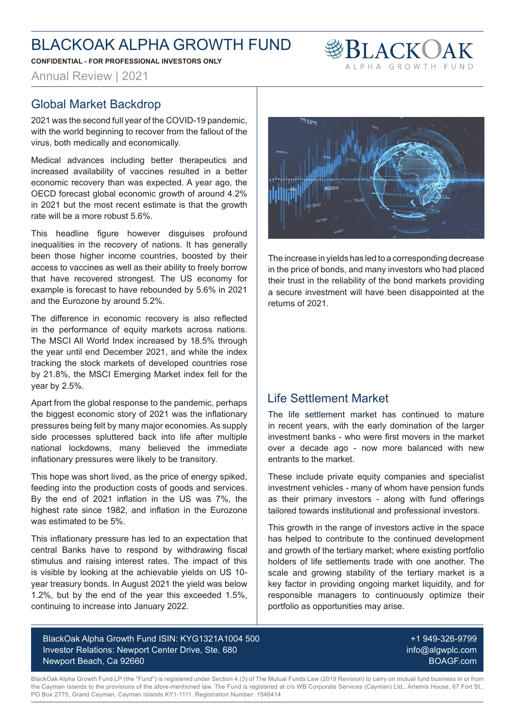# BLACKOAK ALPHA GROWTH FUND

**CONFIDENTIAL - FOR PROFESSIONAL INVESTORS ONLY**

Annual Review | 2021

## Global Market Backdrop

2021 was the second full year of the COVID-19 pandemic, with the world beginning to recover from the fallout of the virus, both medically and economically.

Medical advances including better therapeutics and increased availability of vaccines resulted in a better economic recovery than was expected. A year ago, the OECD forecast global economic growth of around 4.2% in 2021 but the most recent estimate is that the growth rate will be a more robust 5.6%.

This headline figure however disguises profound inequalities in the recovery of nations. It has generally been those higher income countries, boosted by their access to vaccines as well as their ability to freely borrow that have recovered strongest. The US economy for example is forecast to have rebounded by 5.6% in 2021 and the Eurozone by around 5.2%.

The difference in economic recovery is also reflected in the performance of equity markets across nations. The MSCI All World Index increased by 18.5% through the year until end December 2021, and while the index tracking the stock markets of developed countries rose by 21.8%, the MSCI Emerging Market index fell for the year by 2.5%.

Apart from the global response to the pandemic, perhaps the biggest economic story of 2021 was the inflationary pressures being felt by many major economies. As supply side processes spluttered back into life after multiple national lockdowns, many believed the immediate inflationary pressures were likely to be transitory.

This hope was short lived, as the price of energy spiked, feeding into the production costs of goods and services. By the end of 2021 inflation in the US was 7%, the highest rate since 1982, and inflation in the Eurozone was estimated to be 5%.

This inflationary pressure has led to an expectation that central Banks have to respond by withdrawing fiscal stimulus and raising interest rates. The impact of this is visible by looking at the achievable yields on US 10-year treasury bonds. In August 2021 the yield was below 1.2%, but by the end of the year this exceeded 1.5%, continuing to increase into January 2022.

The increase in yields has led to a corresponding decrease in the price of bonds, and many investors who had placed their trust in the reliability of the bond markets providing a secure investment will have been disappointed at the returns of 2021.

## Life Settlement Market

The life settlement market has continued to mature in recent years, with the early domination of the larger investment banks - who were first movers in the market over a decade ago - now more balanced with new entrants to the market.

These include private equity companies and specialist investment vehicles - many of whom have pension funds as their primary investors - along with fund offerings tailored towards institutional and professional investors.

This growth in the range of investors active in the space has helped to contribute to the continued development and growth of the tertiary market; where existing portfolio holders of life settlements trade with one another. The scale and growing stability of the tertiary market is a key factor in providing ongoing market liquidity, and for responsible managers to continuously optimize their portfolio as opportunities may arise.

BlackOak Alpha Growth Fund ISIN: KYG1321A1004 500
Investor Relations: Newport Center Drive, Ste. 680
Newport Beach, Ca 92660

+1 949-326-9799
info@algwplc.com
BOAGF.com

BlackOak Alpha Growth Fund LP (the "Fund") is registered under Section 4.(3) of The Mutual Funds Law (2019 Revision) to carry on mutual fund business in or from the Cayman Islands to the provisions of the afore-mentioned law. The Fund is registered at c/o WB Corporate Services (Cayman) Ltd., Artemis House, 67 Fort St., PO Box 2775, Grand Cayman, Cayman Islands KY1-1111. Registration Number: 1546414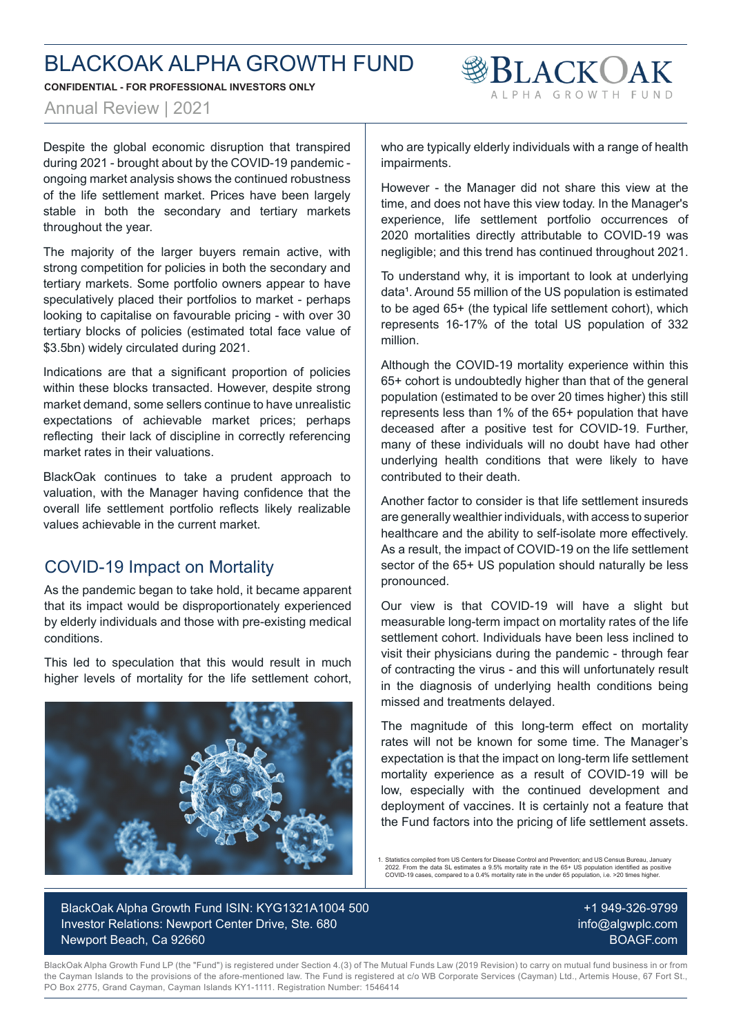# BLACKOAK ALPHA GROWTH FUND

**CONFIDENTIAL - FOR PROFESSIONAL INVESTORS ONLY**

Annual Review | 2021

Despite the global economic disruption that transpired during 2021 - brought about by the COVID-19 pandemic - ongoing market analysis shows the continued robustness of the life settlement market. Prices have been largely stable in both the secondary and tertiary markets throughout the year.

The majority of the larger buyers remain active, with strong competition for policies in both the secondary and tertiary markets. Some portfolio owners appear to have speculatively placed their portfolios to market - perhaps looking to capitalise on favourable pricing - with over 30 tertiary blocks of policies (estimated total face value of $3.5bn) widely circulated during 2021.

Indications are that a significant proportion of policies within these blocks transacted. However, despite strong market demand, some sellers continue to have unrealistic expectations of achievable market prices; perhaps reflecting their lack of discipline in correctly referencing market rates in their valuations.

BlackOak continues to take a prudent approach to valuation, with the Manager having confidence that the overall life settlement portfolio reflects likely realizable values achievable in the current market.

## COVID-19 Impact on Mortality

As the pandemic began to take hold, it became apparent that its impact would be disproportionately experienced by elderly individuals and those with pre-existing medical conditions.

This led to speculation that this would result in much higher levels of mortality for the life settlement cohort, who are typically elderly individuals with a range of health impairments.

However - the Manager did not share this view at the time, and does not have this view today. In the Manager's experience, life settlement portfolio occurrences of 2020 mortalities directly attributable to COVID-19 was negligible; and this trend has continued throughout 2021.

To understand why, it is important to look at underlying data[1]. Around 55 million of the US population is estimated to be aged 65+ (the typical life settlement cohort), which represents 16-17% of the total US population of 332 million.

Although the COVID-19 mortality experience within this 65+ cohort is undoubtedly higher than that of the general population (estimated to be over 20 times higher) this still represents less than 1% of the 65+ population that have deceased after a positive test for COVID-19. Further, many of these individuals will no doubt have had other underlying health conditions that were likely to have contributed to their death.

Another factor to consider is that life settlement insureds are generally wealthier individuals, with access to superior healthcare and the ability to self-isolate more effectively. As a result, the impact of COVID-19 on the life settlement sector of the 65+ US population should naturally be less pronounced.

Our view is that COVID-19 will have a slight but measurable long-term impact on mortality rates of the life settlement cohort. Individuals have been less inclined to visit their physicians during the pandemic - through fear of contracting the virus - and this will unfortunately result in the diagnosis of underlying health conditions being missed and treatments delayed.

The magnitude of this long-term effect on mortality rates will not be known for some time. The Manager's expectation is that the impact on long-term life settlement mortality experience as a result of COVID-19 will be low, especially with the continued development and deployment of vaccines. It is certainly not a feature that the Fund factors into the pricing of life settlement assets.

1. Statistics compiled from US Centers for Disease Control and Prevention; and US Census Bureau, January 2022. From the data SL estimates a 9.5% mortality rate in the 65+ US population identified as positive COVID-19 cases, compared to a 0.4% mortality rate in the under 65 population, i.e. >20 times higher.

BlackOak Alpha Growth Fund ISIN: KYG1321A1004 500
Investor Relations: Newport Center Drive, Ste. 680
Newport Beach, Ca 92660

+1 949-326-9799
info@algwplc.com
BOAGF.com

BlackOak Alpha Growth Fund LP (the "Fund") is registered under Section 4.(3) of The Mutual Funds Law (2019 Revision) to carry on mutual fund business in or from the Cayman Islands to the provisions of the afore-mentioned law. The Fund is registered at c/o WB Corporate Services (Cayman) Ltd., Artemis House, 67 Fort St., PO Box 2775, Grand Cayman, Cayman Islands KY1-1111. Registration Number: 1546414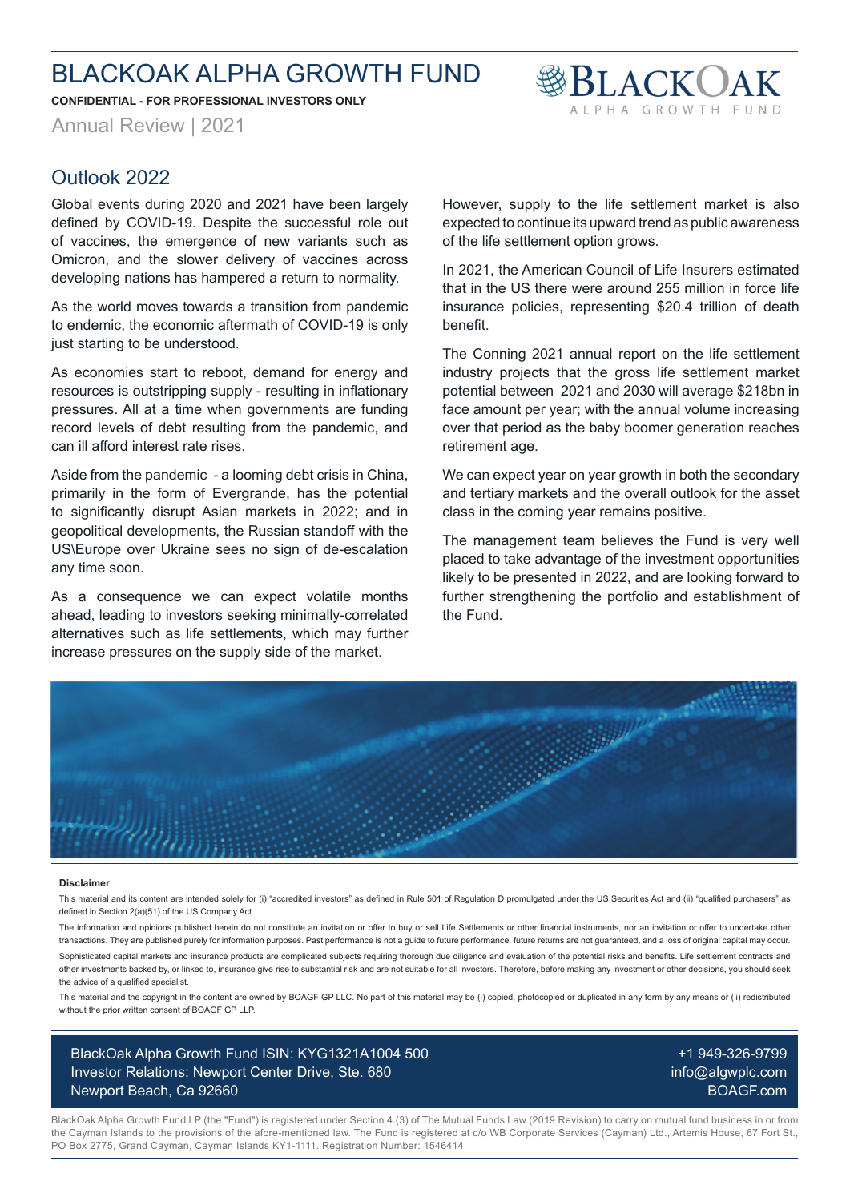# BLACKOAK ALPHA GROWTH FUND

**CONFIDENTIAL - FOR PROFESSIONAL INVESTORS ONLY**

Annual Review | 2021

## Outlook 2022

Global events during 2020 and 2021 have been largely defined by COVID-19. Despite the successful role out of vaccines, the emergence of new variants such as Omicron, and the slower delivery of vaccines across developing nations has hampered a return to normality.

As the world moves towards a transition from pandemic to endemic, the economic aftermath of COVID-19 is only just starting to be understood.

As economies start to reboot, demand for energy and resources is outstripping supply - resulting in inflationary pressures. All at a time when governments are funding record levels of debt resulting from the pandemic, and can ill afford interest rate rises.

Aside from the pandemic - a looming debt crisis in China, primarily in the form of Evergrande, has the potential to significantly disrupt Asian markets in 2022; and in geopolitical developments, the Russian standoff with the US\Europe over Ukraine sees no sign of de-escalation any time soon.

As a consequence we can expect volatile months ahead, leading to investors seeking minimally-correlated alternatives such as life settlements, which may further increase pressures on the supply side of the market.

However, supply to the life settlement market is also expected to continue its upward trend as public awareness of the life settlement option grows.

In 2021, the American Council of Life Insurers estimated that in the US there were around 255 million in force life insurance policies, representing $20.4 trillion of death benefit.

The Conning 2021 annual report on the life settlement industry projects that the gross life settlement market potential between 2021 and 2030 will average $218bn in face amount per year; with the annual volume increasing over that period as the baby boomer generation reaches retirement age.

We can expect year on year growth in both the secondary and tertiary markets and the overall outlook for the asset class in the coming year remains positive.

The management team believes the Fund is very well placed to take advantage of the investment opportunities likely to be presented in 2022, and are looking forward to further strengthening the portfolio and establishment of the Fund.

**Disclaimer**

This material and its content are intended solely for (i) "accredited investors" as defined in Rule 501 of Regulation D promulgated under the US Securities Act and (ii) "qualified purchasers" as defined in Section 2(a)(51) of the US Company Act.

The information and opinions published herein do not constitute an invitation or offer to buy or sell Life Settlements or other financial instruments, nor an invitation or offer to undertake other transactions. They are published purely for information purposes. Past performance is not a guide to future performance, future returns are not guaranteed, and a loss of original capital may occur.

Sophisticated capital markets and insurance products are complicated subjects requiring thorough due diligence and evaluation of the potential risks and benefits. Life settlement contracts and other investments backed by, or linked to, insurance give rise to substantial risk and are not suitable for all investors. Therefore, before making any investment or other decisions, you should seek the advice of a qualified specialist.

This material and the copyright in the content are owned by BOAGF GP LLC. No part of this material may be (i) copied, photocopied or duplicated in any form by any means or (ii) redistributed without the prior written consent of BOAGF GP LLP.

BlackOak Alpha Growth Fund ISIN: KYG1321A1004 500
Investor Relations: Newport Center Drive, Ste. 680
Newport Beach, Ca 92660

+1 949-326-9799
info@algwplc.com
BOAGF.com

BlackOak Alpha Growth Fund LP (the "Fund") is registered under Section 4.(3) of The Mutual Funds Law (2019 Revision) to carry on mutual fund business in or from the Cayman Islands to the provisions of the afore-mentioned law. The Fund is registered at c/o WB Corporate Services (Cayman) Ltd., Artemis House, 67 Fort St., PO Box 2775, Grand Cayman, Cayman Islands KY1-1111. Registration Number: 1546414